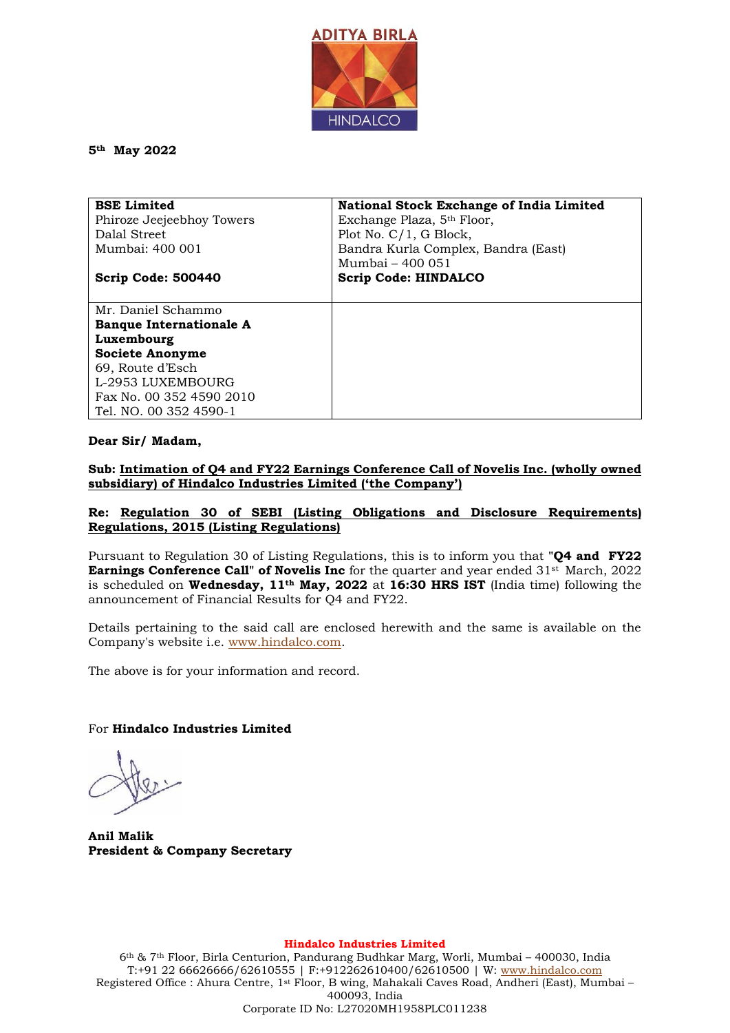ADITYA BIRLA

HINDALCO

**5th May 2022**

| **BSE Limited**<br>Phiroze Jeejeebhoy Towers<br>Dalal Street<br>Mumbai: 400 001<br><br>**Scrip Code: 500440** | **National Stock Exchange of India Limited**<br>Exchange Plaza, 5th Floor,<br>Plot No. C/1, G Block,<br>Bandra Kurla Complex, Bandra (East)<br>Mumbai – 400 051<br>**Scrip Code: HINDALCO** |
|---|---|
| Mr. Daniel Schammo<br>**Banque Internationale A Luxembourg**<br>**Societe Anonyme**<br>69, Route d'Esch<br>L-2953 LUXEMBOURG<br>Fax No. 00 352 4590 2010<br>Tel. NO. 00 352 4590-1 | |

**Dear Sir/ Madam,**

**Sub: Intimation of Q4 and FY22 Earnings Conference Call of Novelis Inc. (wholly owned subsidiary) of Hindalco Industries Limited ('the Company')**

**Re: Regulation 30 of SEBI (Listing Obligations and Disclosure Requirements) Regulations, 2015 (Listing Regulations)**

Pursuant to Regulation 30 of Listing Regulations, this is to inform you that "**Q4 and FY22 Earnings Conference Call**" **of Novelis Inc** for the quarter and year ended 31st March, 2022 is scheduled on **Wednesday, 11th May, 2022** at **16:30 HRS IST** (India time) following the announcement of Financial Results for Q4 and FY22.

Details pertaining to the said call are enclosed herewith and the same is available on the Company's website i.e. www.hindalco.com.

The above is for your information and record.

For **Hindalco Industries Limited**

**Anil Malik**
**President & Company Secretary**

**Hindalco Industries Limited**
6th & 7th Floor, Birla Centurion, Pandurang Budhkar Marg, Worli, Mumbai – 400030, India
T:+91 22 66626666/62610555 | F:+912262610400/62610500 | W: www.hindalco.com
Registered Office : Ahura Centre, 1st Floor, B wing, Mahakali Caves Road, Andheri (East), Mumbai – 400093, India
Corporate ID No: L27020MH1958PLC011238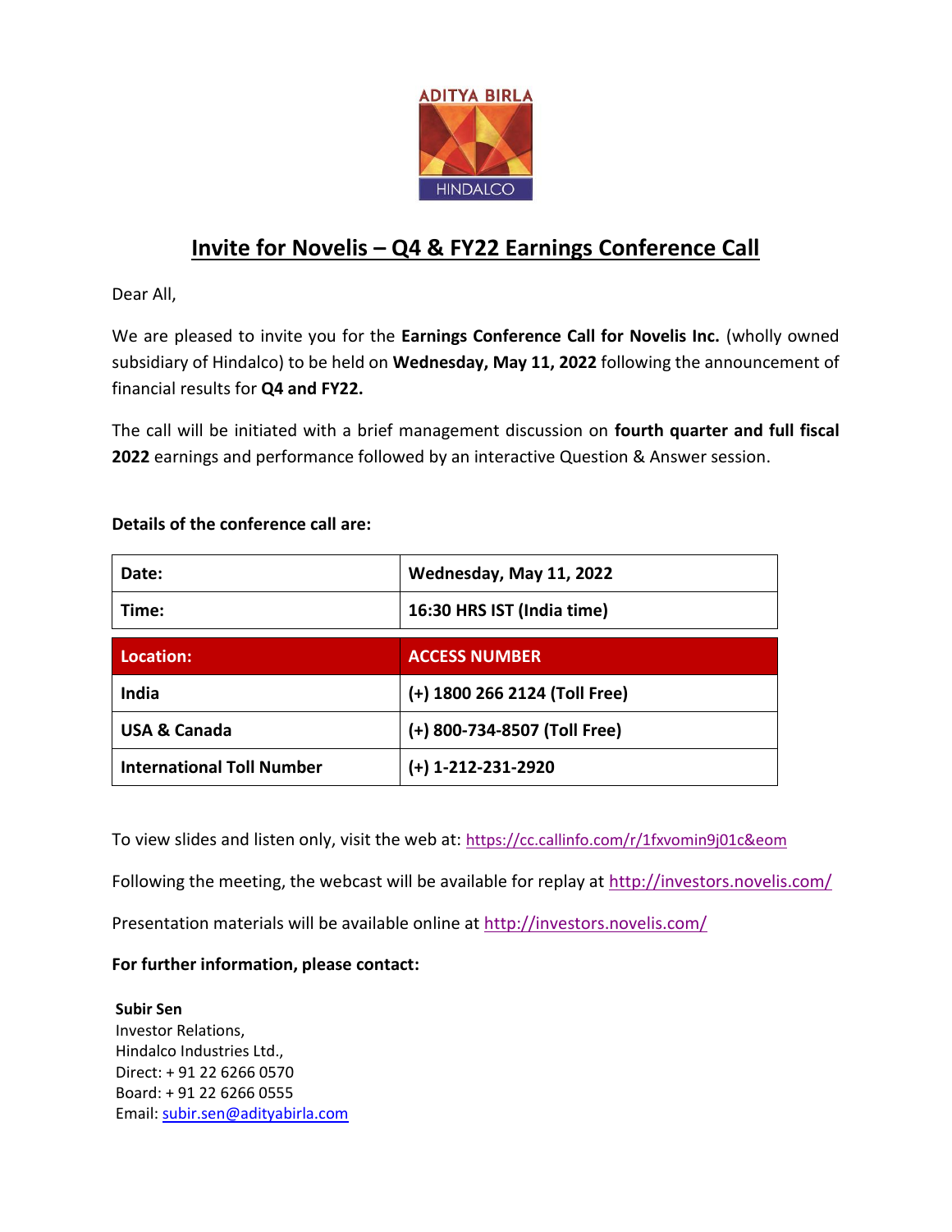ADITYA BIRLA
HINDALCO

# Invite for Novelis – Q4 & FY22 Earnings Conference Call

Dear All,

We are pleased to invite you for the **Earnings Conference Call for Novelis Inc.** (wholly owned subsidiary of Hindalco) to be held on **Wednesday, May 11, 2022** following the announcement of financial results for **Q4 and FY22.**

The call will be initiated with a brief management discussion on **fourth quarter and full fiscal 2022** earnings and performance followed by an interactive Question & Answer session.

**Details of the conference call are:**

| | |
|---|---|
| **Date:** | **Wednesday, May 11, 2022** |
| **Time:** | **16:30 HRS IST (India time)** |

| **Location:** | **ACCESS NUMBER** |
|---|---|
| **India** | **(+) 1800 266 2124 (Toll Free)** |
| **USA & Canada** | **(+) 800-734-8507 (Toll Free)** |
| **International Toll Number** | **(+) 1-212-231-2920** |

To view slides and listen only, visit the web at: https://cc.callinfo.com/r/1fxvomin9j01c&eom

Following the meeting, the webcast will be available for replay at http://investors.novelis.com/

Presentation materials will be available online at http://investors.novelis.com/

**For further information, please contact:**

**Subir Sen**
Investor Relations,
Hindalco Industries Ltd.,
Direct: + 91 22 6266 0570
Board: + 91 22 6266 0555
Email: subir.sen@adityabirla.com